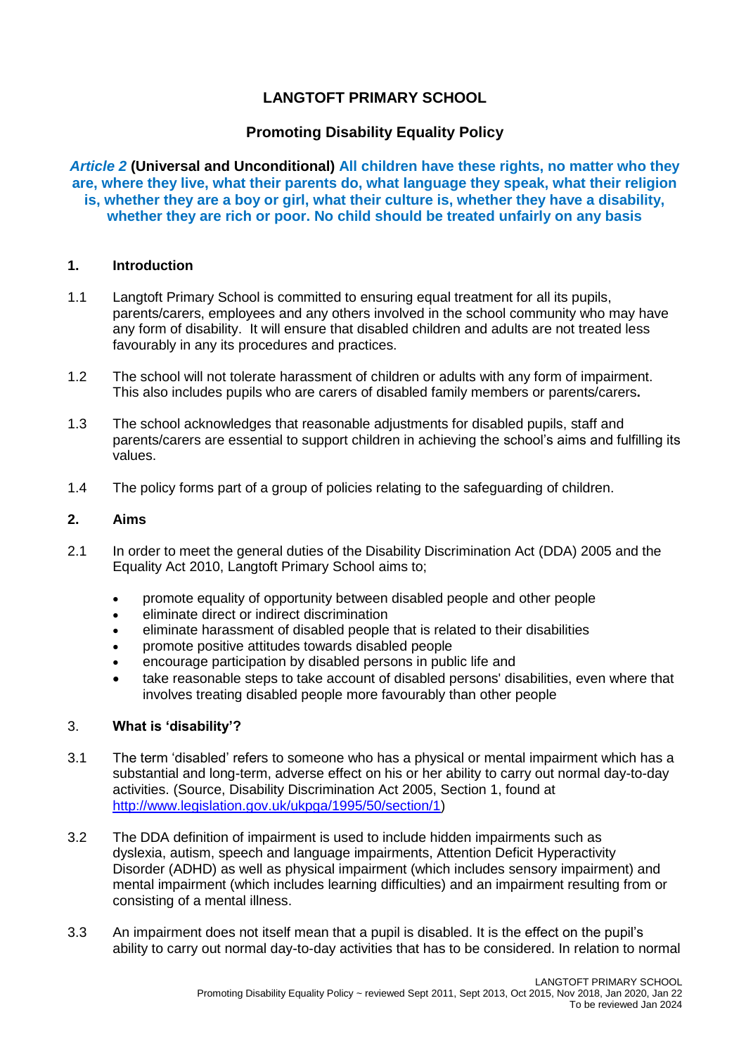# LANGTOFT PRIMARY SCHOOL

## Promoting Disability Equality Policy

***Article 2*** **(Universal and Unconditional) All children have these rights, no matter who they are, where they live, what their parents do, what language they speak, what their religion is, whether they are a boy or girl, what their culture is, whether they have a disability, whether they are rich or poor. No child should be treated unfairly on any basis**

### 1. Introduction

1.1 Langtoft Primary School is committed to ensuring equal treatment for all its pupils, parents/carers, employees and any others involved in the school community who may have any form of disability. It will ensure that disabled children and adults are not treated less favourably in any its procedures and practices.

1.2 The school will not tolerate harassment of children or adults with any form of impairment. This also includes pupils who are carers of disabled family members or parents/carers**.**

1.3 The school acknowledges that reasonable adjustments for disabled pupils, staff and parents/carers are essential to support children in achieving the school's aims and fulfilling its values.

1.4 The policy forms part of a group of policies relating to the safeguarding of children.

### 2. Aims

2.1 In order to meet the general duties of the Disability Discrimination Act (DDA) 2005 and the Equality Act 2010, Langtoft Primary School aims to;

- promote equality of opportunity between disabled people and other people
- eliminate direct or indirect discrimination
- eliminate harassment of disabled people that is related to their disabilities
- promote positive attitudes towards disabled people
- encourage participation by disabled persons in public life and
- take reasonable steps to take account of disabled persons' disabilities, even where that involves treating disabled people more favourably than other people

### 3. What is 'disability'?

3.1 The term 'disabled' refers to someone who has a physical or mental impairment which has a substantial and long-term, adverse effect on his or her ability to carry out normal day-to-day activities. (Source, Disability Discrimination Act 2005, Section 1, found at http://www.legislation.gov.uk/ukpga/1995/50/section/1)

3.2 The DDA definition of impairment is used to include hidden impairments such as dyslexia, autism, speech and language impairments, Attention Deficit Hyperactivity Disorder (ADHD) as well as physical impairment (which includes sensory impairment) and mental impairment (which includes learning difficulties) and an impairment resulting from or consisting of a mental illness.

3.3 An impairment does not itself mean that a pupil is disabled. It is the effect on the pupil's ability to carry out normal day-to-day activities that has to be considered. In relation to normal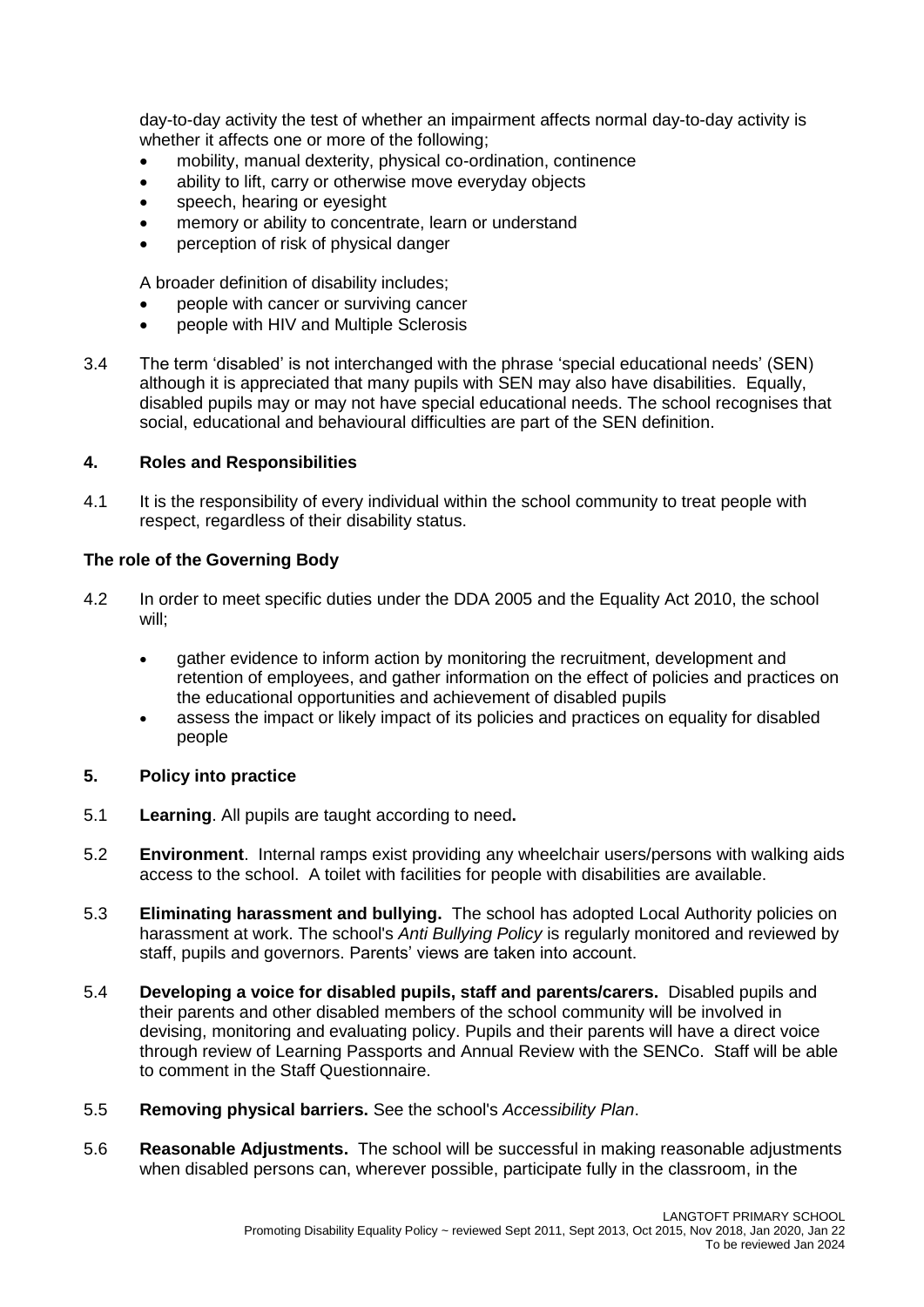day-to-day activity the test of whether an impairment affects normal day-to-day activity is whether it affects one or more of the following;

- mobility, manual dexterity, physical co-ordination, continence
- ability to lift, carry or otherwise move everyday objects
- speech, hearing or eyesight
- memory or ability to concentrate, learn or understand
- perception of risk of physical danger

A broader definition of disability includes;

- people with cancer or surviving cancer
- people with HIV and Multiple Sclerosis

3.4 The term 'disabled' is not interchanged with the phrase 'special educational needs' (SEN) although it is appreciated that many pupils with SEN may also have disabilities. Equally, disabled pupils may or may not have special educational needs. The school recognises that social, educational and behavioural difficulties are part of the SEN definition.

## 4. Roles and Responsibilities

4.1 It is the responsibility of every individual within the school community to treat people with respect, regardless of their disability status.

### The role of the Governing Body

4.2 In order to meet specific duties under the DDA 2005 and the Equality Act 2010, the school will;

- gather evidence to inform action by monitoring the recruitment, development and retention of employees, and gather information on the effect of policies and practices on the educational opportunities and achievement of disabled pupils
- assess the impact or likely impact of its policies and practices on equality for disabled people

## 5. Policy into practice

5.1 **Learning**. All pupils are taught according to need**.**

5.2 **Environment**. Internal ramps exist providing any wheelchair users/persons with walking aids access to the school. A toilet with facilities for people with disabilities are available.

5.3 **Eliminating harassment and bullying.** The school has adopted Local Authority policies on harassment at work. The school's *Anti Bullying Policy* is regularly monitored and reviewed by staff, pupils and governors. Parents' views are taken into account.

5.4 **Developing a voice for disabled pupils, staff and parents/carers.** Disabled pupils and their parents and other disabled members of the school community will be involved in devising, monitoring and evaluating policy. Pupils and their parents will have a direct voice through review of Learning Passports and Annual Review with the SENCo. Staff will be able to comment in the Staff Questionnaire.

5.5 **Removing physical barriers.** See the school's *Accessibility Plan*.

5.6 **Reasonable Adjustments.** The school will be successful in making reasonable adjustments when disabled persons can, wherever possible, participate fully in the classroom, in the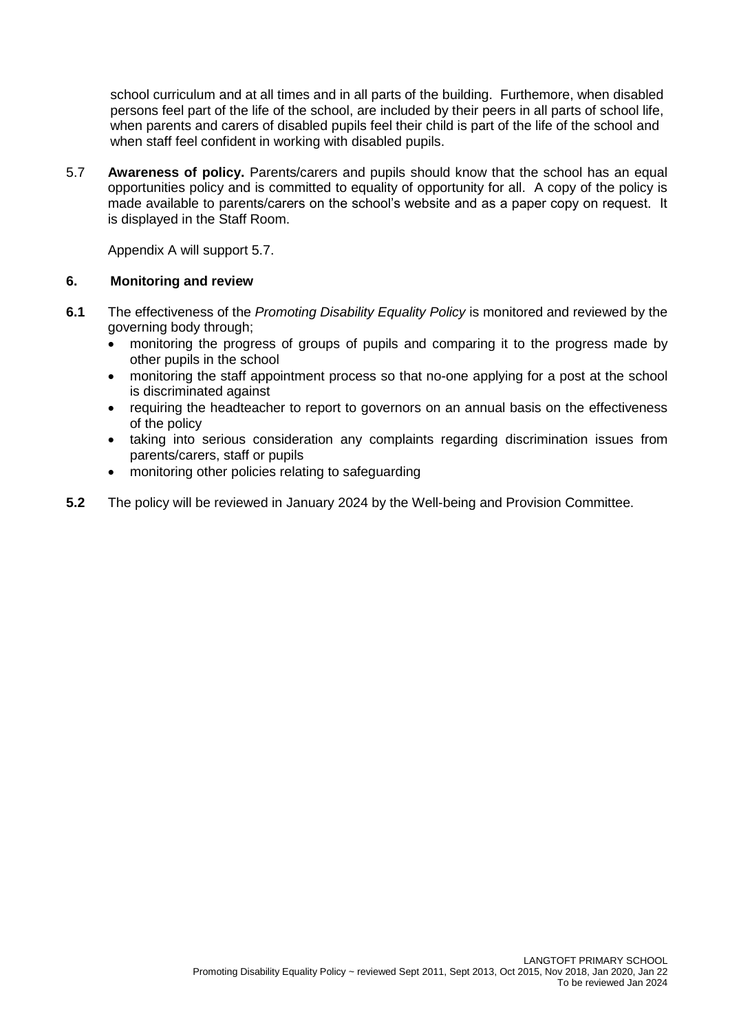school curriculum and at all times and in all parts of the building. Furthemore, when disabled persons feel part of the life of the school, are included by their peers in all parts of school life, when parents and carers of disabled pupils feel their child is part of the life of the school and when staff feel confident in working with disabled pupils.

5.7 **Awareness of policy.** Parents/carers and pupils should know that the school has an equal opportunities policy and is committed to equality of opportunity for all. A copy of the policy is made available to parents/carers on the school's website and as a paper copy on request. It is displayed in the Staff Room.

Appendix A will support 5.7.

## 6. Monitoring and review

**6.1** The effectiveness of the *Promoting Disability Equality Policy* is monitored and reviewed by the governing body through;

- monitoring the progress of groups of pupils and comparing it to the progress made by other pupils in the school
- monitoring the staff appointment process so that no-one applying for a post at the school is discriminated against
- requiring the headteacher to report to governors on an annual basis on the effectiveness of the policy
- taking into serious consideration any complaints regarding discrimination issues from parents/carers, staff or pupils
- monitoring other policies relating to safeguarding

**5.2** The policy will be reviewed in January 2024 by the Well-being and Provision Committee.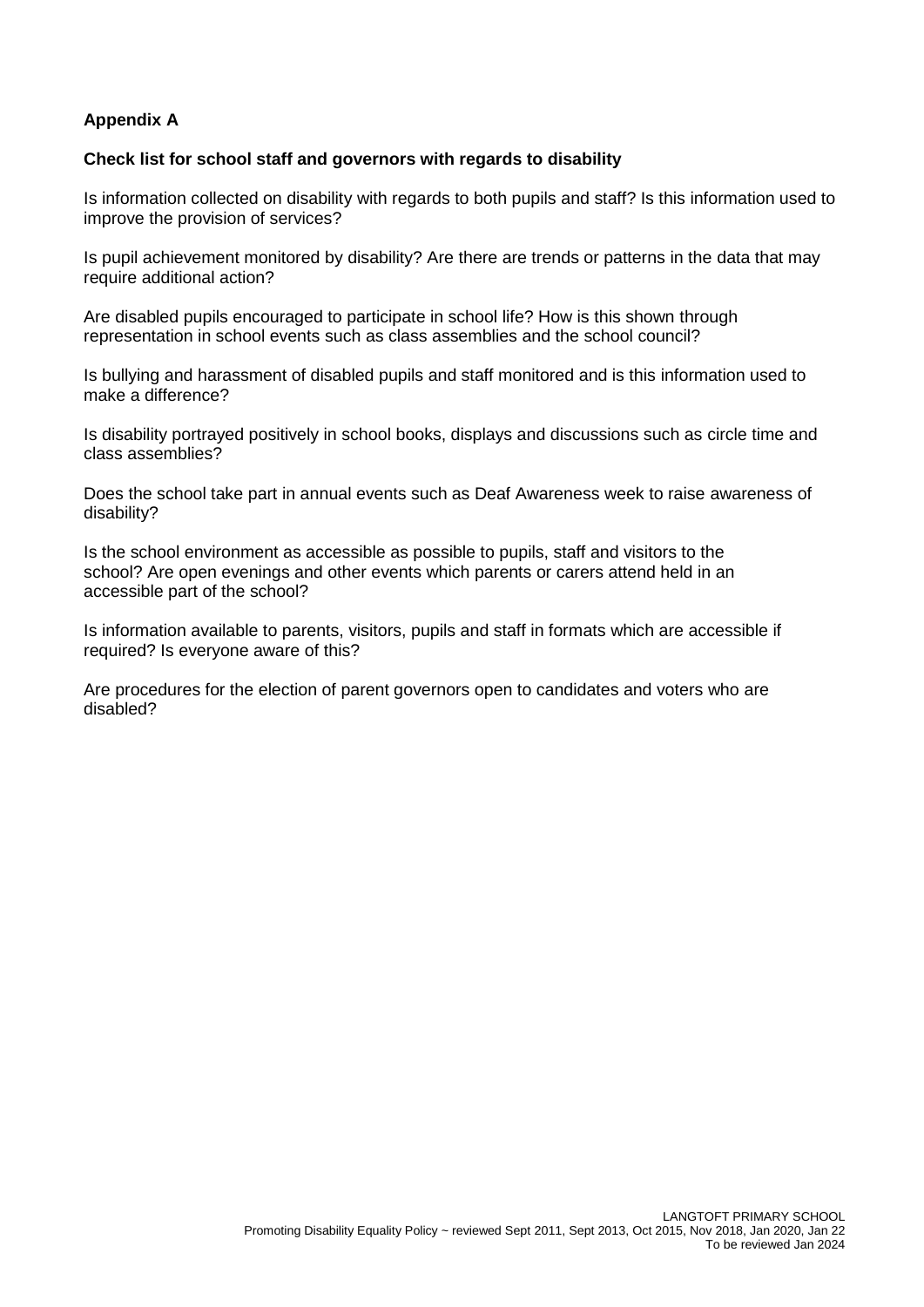**Appendix A**

**Check list for school staff and governors with regards to disability**

Is information collected on disability with regards to both pupils and staff? Is this information used to improve the provision of services?

Is pupil achievement monitored by disability? Are there are trends or patterns in the data that may require additional action?

Are disabled pupils encouraged to participate in school life? How is this shown through representation in school events such as class assemblies and the school council?

Is bullying and harassment of disabled pupils and staff monitored and is this information used to make a difference?

Is disability portrayed positively in school books, displays and discussions such as circle time and class assemblies?

Does the school take part in annual events such as Deaf Awareness week to raise awareness of disability?

Is the school environment as accessible as possible to pupils, staff and visitors to the school? Are open evenings and other events which parents or carers attend held in an accessible part of the school?

Is information available to parents, visitors, pupils and staff in formats which are accessible if required? Is everyone aware of this?

Are procedures for the election of parent governors open to candidates and voters who are disabled?